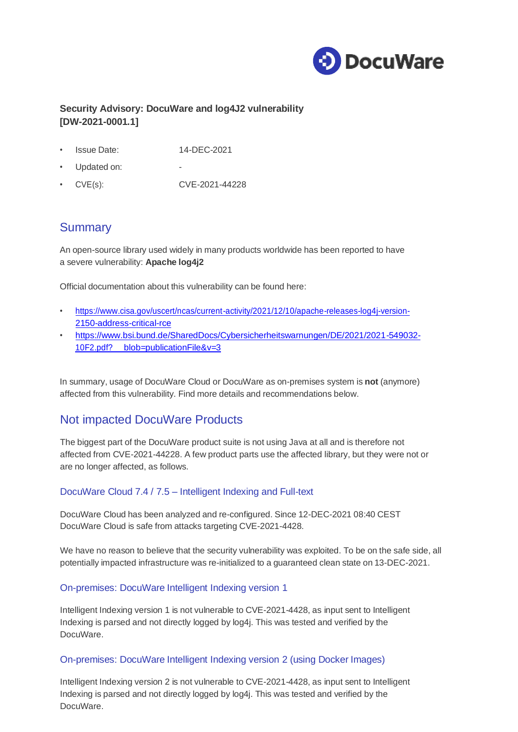**Security Advisory: DocuWare and log4J2 vulnerability [DW-2021-0001.1]**

- Issue Date: 14-DEC-2021
- Updated on: -
- CVE(s): CVE-2021-44228

## Summary

An open-source library used widely in many products worldwide has been reported to have a severe vulnerability: **Apache log4j2**

Official documentation about this vulnerability can be found here:

- https://www.cisa.gov/uscert/ncas/current-activity/2021/12/10/apache-releases-log4j-version-2150-address-critical-rce
- https://www.bsi.bund.de/SharedDocs/Cybersicherheitswarnungen/DE/2021/2021-549032-10F2.pdf?__blob=publicationFile&v=3

In summary, usage of DocuWare Cloud or DocuWare as on-premises system is **not** (anymore) affected from this vulnerability. Find more details and recommendations below.

## Not impacted DocuWare Products

The biggest part of the DocuWare product suite is not using Java at all and is therefore not affected from CVE-2021-44228. A few product parts use the affected library, but they were not or are no longer affected, as follows.

### DocuWare Cloud 7.4 / 7.5 – Intelligent Indexing and Full-text

DocuWare Cloud has been analyzed and re-configured. Since 12-DEC-2021 08:40 CEST DocuWare Cloud is safe from attacks targeting CVE-2021-4428.

We have no reason to believe that the security vulnerability was exploited. To be on the safe side, all potentially impacted infrastructure was re-initialized to a guaranteed clean state on 13-DEC-2021.

### On-premises: DocuWare Intelligent Indexing version 1

Intelligent Indexing version 1 is not vulnerable to CVE-2021-4428, as input sent to Intelligent Indexing is parsed and not directly logged by log4j. This was tested and verified by the DocuWare.

### On-premises: DocuWare Intelligent Indexing version 2 (using Docker Images)

Intelligent Indexing version 2 is not vulnerable to CVE-2021-4428, as input sent to Intelligent Indexing is parsed and not directly logged by log4j. This was tested and verified by the DocuWare.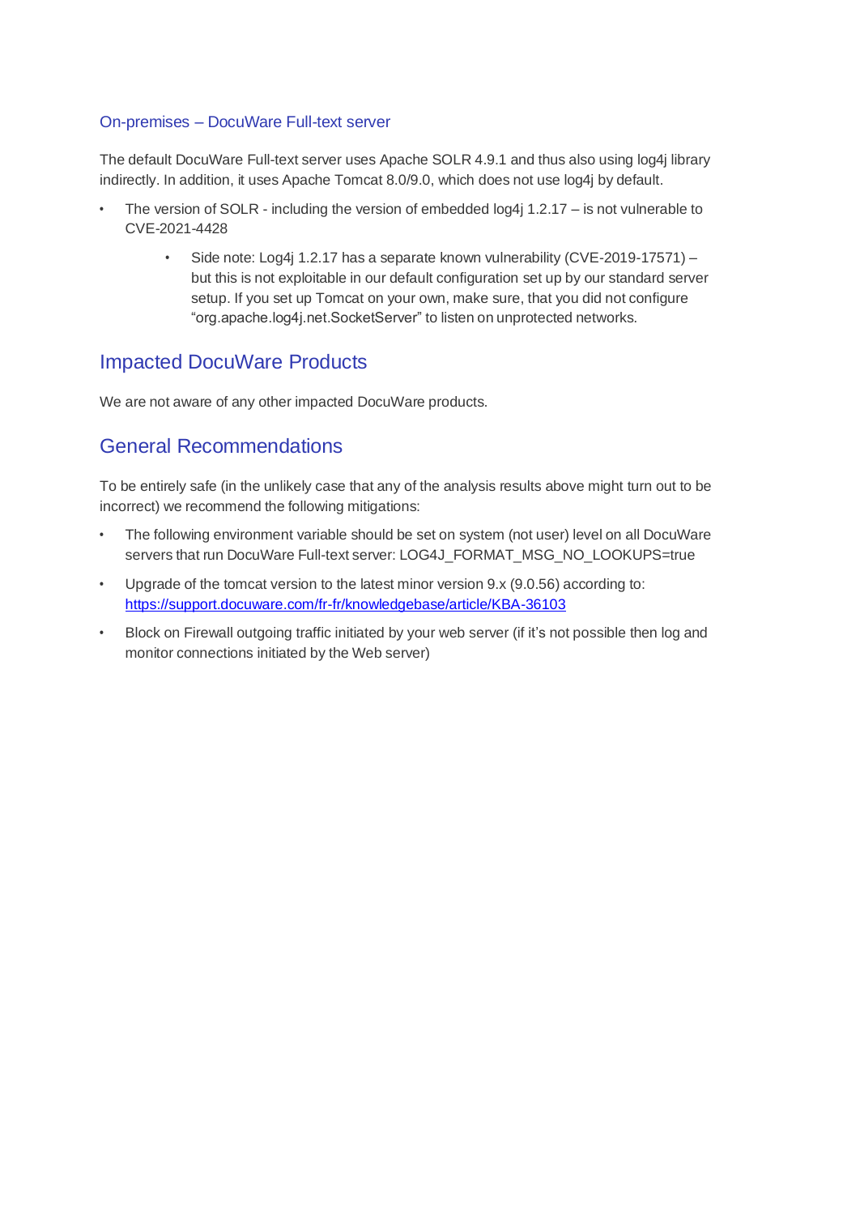### On-premises – DocuWare Full-text server

The default DocuWare Full-text server uses Apache SOLR 4.9.1 and thus also using log4j library indirectly. In addition, it uses Apache Tomcat 8.0/9.0, which does not use log4j by default.

- The version of SOLR - including the version of embedded log4j 1.2.17 – is not vulnerable to CVE-2021-4428
    - Side note: Log4j 1.2.17 has a separate known vulnerability (CVE-2019-17571) – but this is not exploitable in our default configuration set up by our standard server setup. If you set up Tomcat on your own, make sure, that you did not configure “org.apache.log4j.net.SocketServer” to listen on unprotected networks.

## Impacted DocuWare Products

We are not aware of any other impacted DocuWare products.

## General Recommendations

To be entirely safe (in the unlikely case that any of the analysis results above might turn out to be incorrect) we recommend the following mitigations:

- The following environment variable should be set on system (not user) level on all DocuWare servers that run DocuWare Full-text server: LOG4J_FORMAT_MSG_NO_LOOKUPS=true
- Upgrade of the tomcat version to the latest minor version 9.x (9.0.56) according to: [https://support.docuware.com/fr-fr/knowledgebase/article/KBA-36103](https://support.docuware.com/fr-fr/knowledgebase/article/KBA-36103)
- Block on Firewall outgoing traffic initiated by your web server (if it’s not possible then log and monitor connections initiated by the Web server)